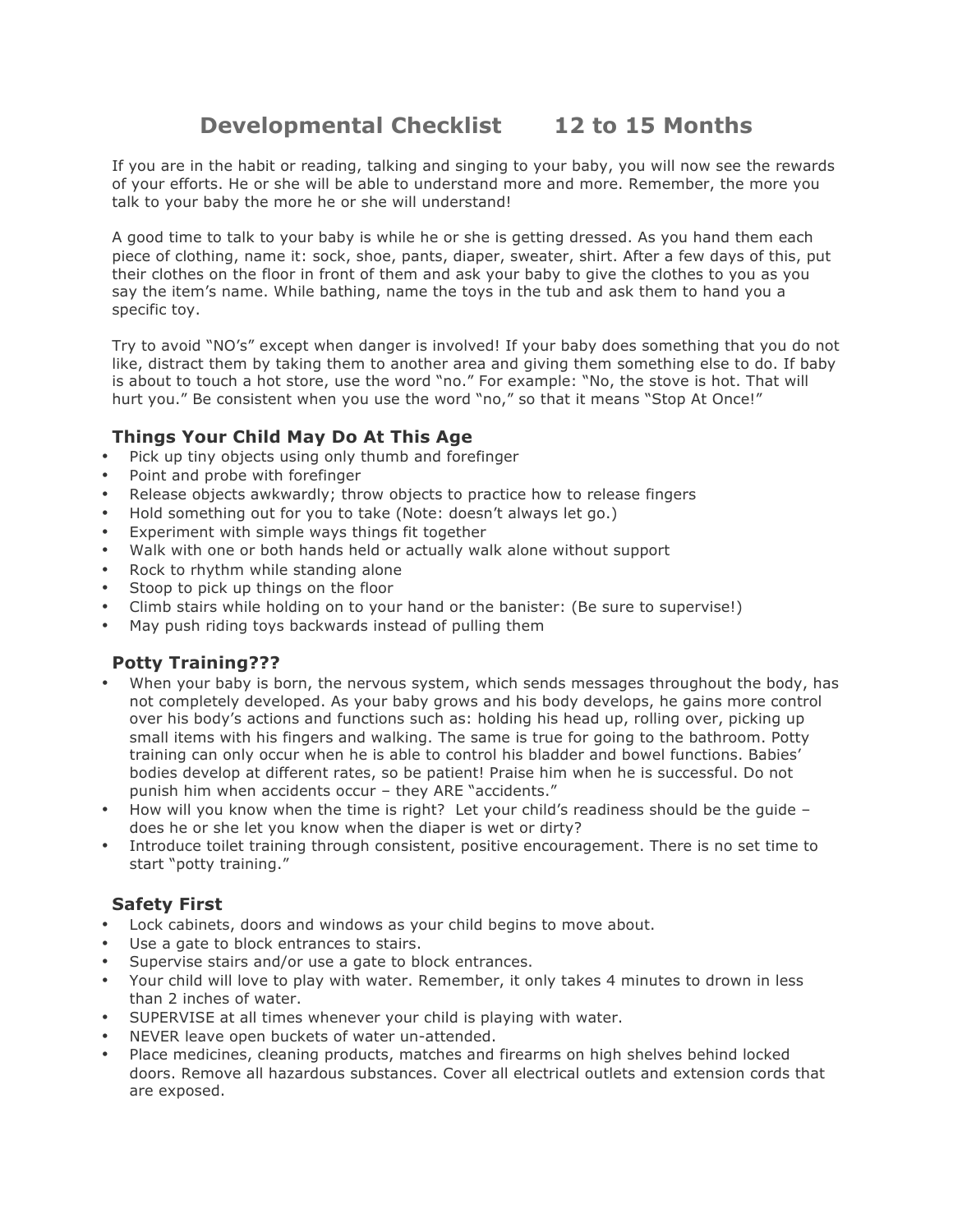# Developmental Checklist 12 to 15 Months

If you are in the habit or reading, talking and singing to your baby, you will now see the rewards of your efforts. He or she will be able to understand more and more. Remember, the more you talk to your baby the more he or she will understand!

A good time to talk to your baby is while he or she is getting dressed. As you hand them each piece of clothing, name it: sock, shoe, pants, diaper, sweater, shirt. After a few days of this, put their clothes on the floor in front of them and ask your baby to give the clothes to you as you say the item's name. While bathing, name the toys in the tub and ask them to hand you a specific toy.

Try to avoid "NO's" except when danger is involved! If your baby does something that you do not like, distract them by taking them to another area and giving them something else to do. If baby is about to touch a hot store, use the word "no." For example: "No, the stove is hot. That will hurt you." Be consistent when you use the word "no," so that it means "Stop At Once!"

## Things Your Child May Do At This Age

- Pick up tiny objects using only thumb and forefinger
- Point and probe with forefinger
- Release objects awkwardly; throw objects to practice how to release fingers
- Hold something out for you to take (Note: doesn't always let go.)
- Experiment with simple ways things fit together
- Walk with one or both hands held or actually walk alone without support
- Rock to rhythm while standing alone
- Stoop to pick up things on the floor
- Climb stairs while holding on to your hand or the banister: (Be sure to supervise!)
- May push riding toys backwards instead of pulling them

## Potty Training???

- When your baby is born, the nervous system, which sends messages throughout the body, has not completely developed. As your baby grows and his body develops, he gains more control over his body's actions and functions such as: holding his head up, rolling over, picking up small items with his fingers and walking. The same is true for going to the bathroom. Potty training can only occur when he is able to control his bladder and bowel functions. Babies' bodies develop at different rates, so be patient! Praise him when he is successful. Do not punish him when accidents occur – they ARE "accidents."
- How will you know when the time is right? Let your child's readiness should be the guide – does he or she let you know when the diaper is wet or dirty?
- Introduce toilet training through consistent, positive encouragement. There is no set time to start "potty training."

## Safety First

- Lock cabinets, doors and windows as your child begins to move about.
- Use a gate to block entrances to stairs.
- Supervise stairs and/or use a gate to block entrances.
- Your child will love to play with water. Remember, it only takes 4 minutes to drown in less than 2 inches of water.
- SUPERVISE at all times whenever your child is playing with water.
- NEVER leave open buckets of water un-attended.
- Place medicines, cleaning products, matches and firearms on high shelves behind locked doors. Remove all hazardous substances. Cover all electrical outlets and extension cords that are exposed.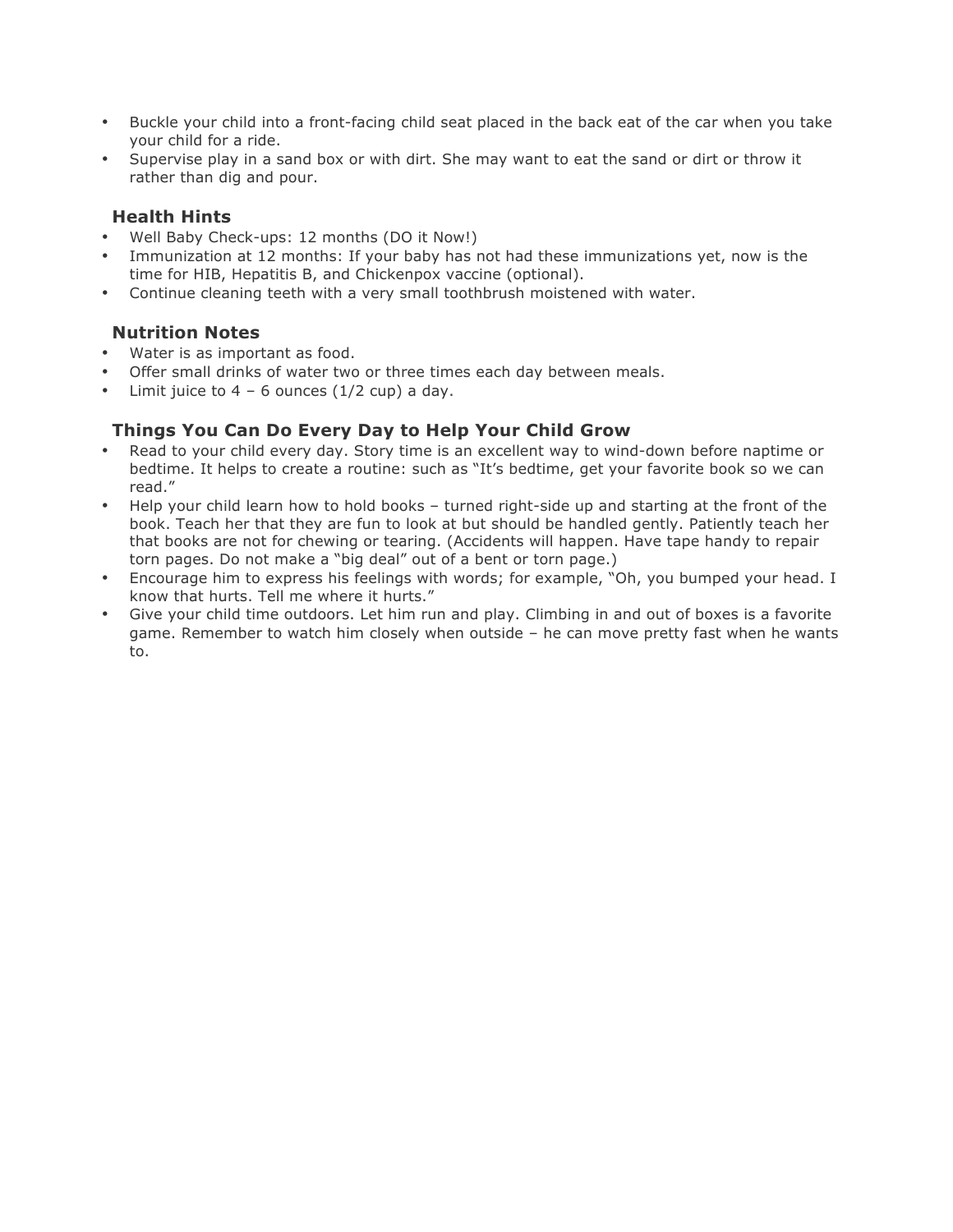- Buckle your child into a front-facing child seat placed in the back eat of the car when you take your child for a ride.
- Supervise play in a sand box or with dirt. She may want to eat the sand or dirt or throw it rather than dig and pour.

## Health Hints

- Well Baby Check-ups: 12 months (DO it Now!)
- Immunization at 12 months: If your baby has not had these immunizations yet, now is the time for HIB, Hepatitis B, and Chickenpox vaccine (optional).
- Continue cleaning teeth with a very small toothbrush moistened with water.

## Nutrition Notes

- Water is as important as food.
- Offer small drinks of water two or three times each day between meals.
- Limit juice to 4 – 6 ounces (1/2 cup) a day.

## Things You Can Do Every Day to Help Your Child Grow

- Read to your child every day. Story time is an excellent way to wind-down before naptime or bedtime. It helps to create a routine: such as "It's bedtime, get your favorite book so we can read."
- Help your child learn how to hold books – turned right-side up and starting at the front of the book. Teach her that they are fun to look at but should be handled gently. Patiently teach her that books are not for chewing or tearing. (Accidents will happen. Have tape handy to repair torn pages. Do not make a "big deal" out of a bent or torn page.)
- Encourage him to express his feelings with words; for example, "Oh, you bumped your head. I know that hurts. Tell me where it hurts."
- Give your child time outdoors. Let him run and play. Climbing in and out of boxes is a favorite game. Remember to watch him closely when outside – he can move pretty fast when he wants to.